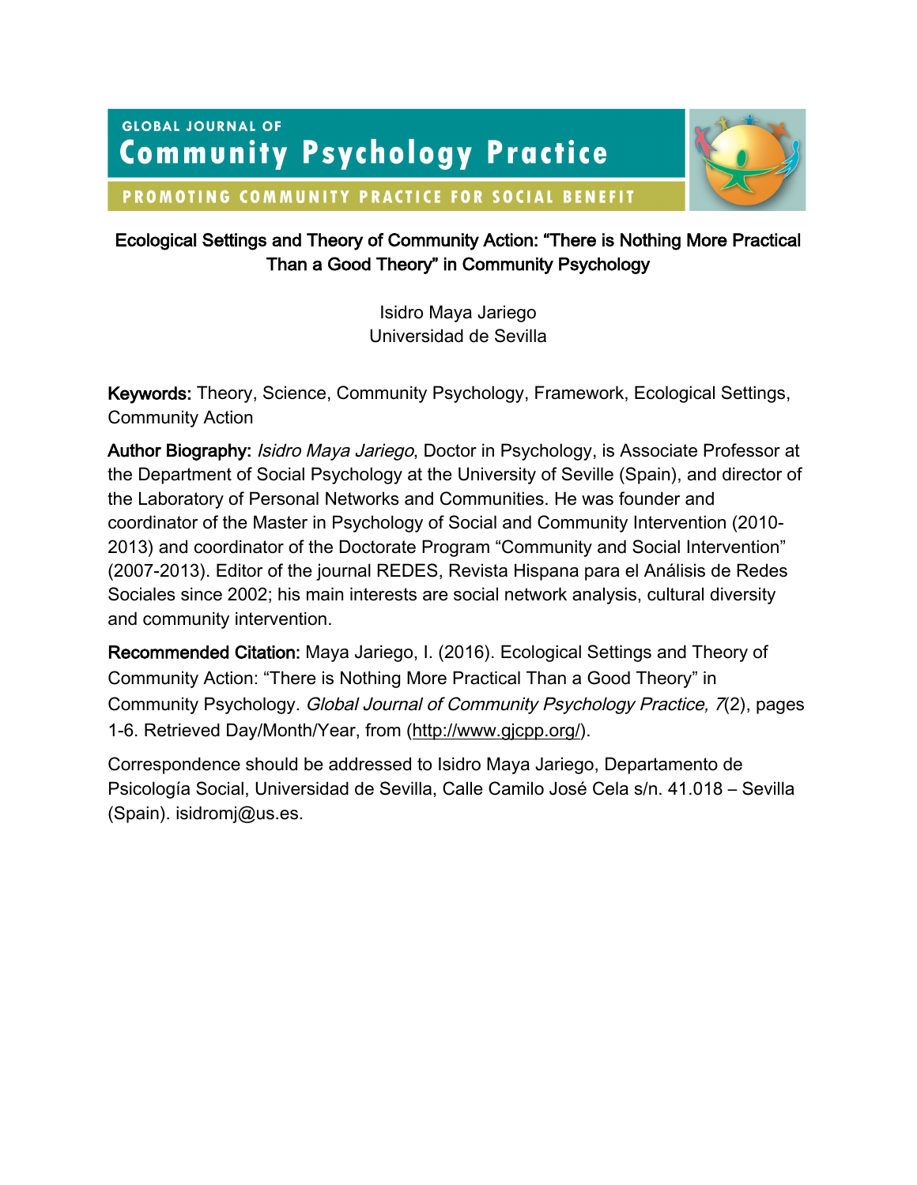GLOBAL JOURNAL OF

# Community Psychology Practice

PROMOTING COMMUNITY PRACTICE FOR SOCIAL BENEFIT

## Ecological Settings and Theory of Community Action: "There is Nothing More Practical Than a Good Theory" in Community Psychology

Isidro Maya Jariego
Universidad de Sevilla

**Keywords:** Theory, Science, Community Psychology, Framework, Ecological Settings, Community Action

**Author Biography:** *Isidro Maya Jariego*, Doctor in Psychology, is Associate Professor at the Department of Social Psychology at the University of Seville (Spain), and director of the Laboratory of Personal Networks and Communities. He was founder and coordinator of the Master in Psychology of Social and Community Intervention (2010-2013) and coordinator of the Doctorate Program "Community and Social Intervention" (2007-2013). Editor of the journal REDES, Revista Hispana para el Análisis de Redes Sociales since 2002; his main interests are social network analysis, cultural diversity and community intervention.

**Recommended Citation:** Maya Jariego, I. (2016). Ecological Settings and Theory of Community Action: "There is Nothing More Practical Than a Good Theory" in Community Psychology. *Global Journal of Community Psychology Practice, 7*(2), pages 1-6. Retrieved Day/Month/Year, from (http://www.gjcpp.org/).

Correspondence should be addressed to Isidro Maya Jariego, Departamento de Psicología Social, Universidad de Sevilla, Calle Camilo José Cela s/n. 41.018 – Sevilla (Spain). isidromj@us.es.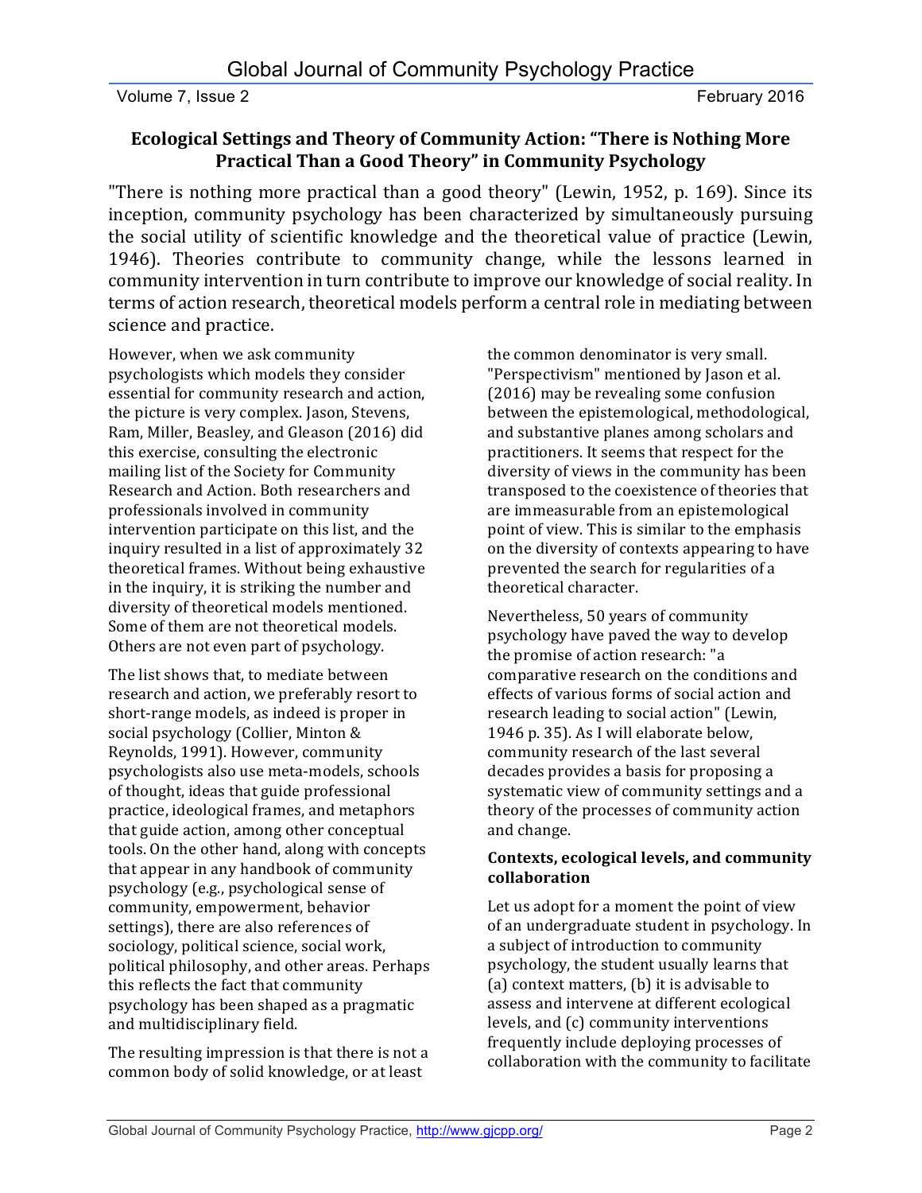## Ecological Settings and Theory of Community Action: "There is Nothing More Practical Than a Good Theory" in Community Psychology

"There is nothing more practical than a good theory" (Lewin, 1952, p. 169). Since its inception, community psychology has been characterized by simultaneously pursuing the social utility of scientific knowledge and the theoretical value of practice (Lewin, 1946). Theories contribute to community change, while the lessons learned in community intervention in turn contribute to improve our knowledge of social reality. In terms of action research, theoretical models perform a central role in mediating between science and practice.

However, when we ask community psychologists which models they consider essential for community research and action, the picture is very complex. Jason, Stevens, Ram, Miller, Beasley, and Gleason (2016) did this exercise, consulting the electronic mailing list of the Society for Community Research and Action. Both researchers and professionals involved in community intervention participate on this list, and the inquiry resulted in a list of approximately 32 theoretical frames. Without being exhaustive in the inquiry, it is striking the number and diversity of theoretical models mentioned. Some of them are not theoretical models. Others are not even part of psychology.

The list shows that, to mediate between research and action, we preferably resort to short-range models, as indeed is proper in social psychology (Collier, Minton & Reynolds, 1991). However, community psychologists also use meta-models, schools of thought, ideas that guide professional practice, ideological frames, and metaphors that guide action, among other conceptual tools. On the other hand, along with concepts that appear in any handbook of community psychology (e.g., psychological sense of community, empowerment, behavior settings), there are also references of sociology, political science, social work, political philosophy, and other areas. Perhaps this reflects the fact that community psychology has been shaped as a pragmatic and multidisciplinary field.

The resulting impression is that there is not a common body of solid knowledge, or at least the common denominator is very small. "Perspectivism" mentioned by Jason et al. (2016) may be revealing some confusion between the epistemological, methodological, and substantive planes among scholars and practitioners. It seems that respect for the diversity of views in the community has been transposed to the coexistence of theories that are immeasurable from an epistemological point of view. This is similar to the emphasis on the diversity of contexts appearing to have prevented the search for regularities of a theoretical character.

Nevertheless, 50 years of community psychology have paved the way to develop the promise of action research: "a comparative research on the conditions and effects of various forms of social action and research leading to social action" (Lewin, 1946 p. 35). As I will elaborate below, community research of the last several decades provides a basis for proposing a systematic view of community settings and a theory of the processes of community action and change.

### Contexts, ecological levels, and community collaboration

Let us adopt for a moment the point of view of an undergraduate student in psychology. In a subject of introduction to community psychology, the student usually learns that (a) context matters, (b) it is advisable to assess and intervene at different ecological levels, and (c) community interventions frequently include deploying processes of collaboration with the community to facilitate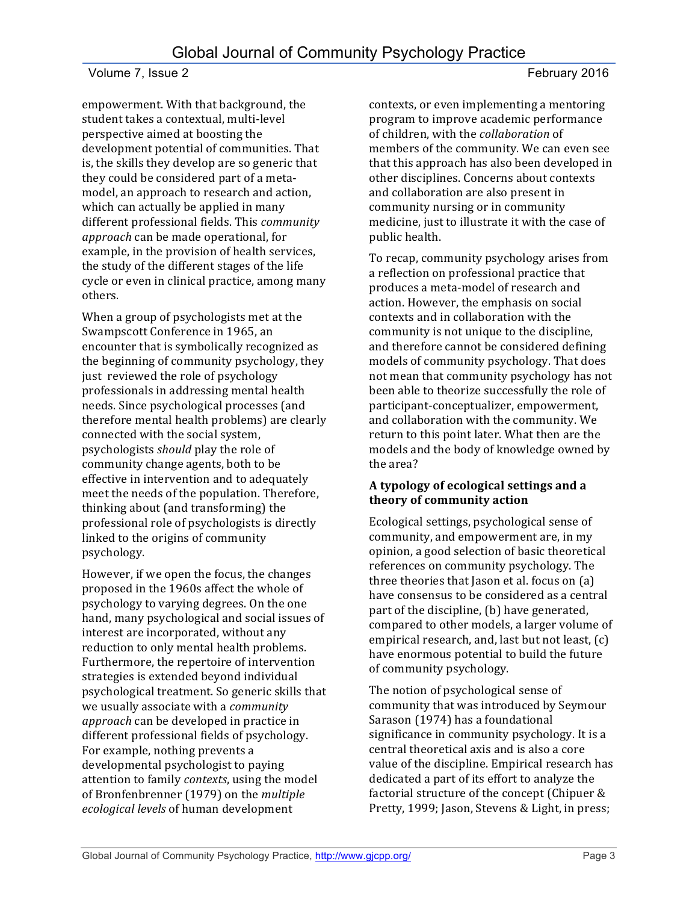empowerment. With that background, the student takes a contextual, multi-level perspective aimed at boosting the development potential of communities. That is, the skills they develop are so generic that they could be considered part of a meta-model, an approach to research and action, which can actually be applied in many different professional fields. This *community approach* can be made operational, for example, in the provision of health services, the study of the different stages of the life cycle or even in clinical practice, among many others.

When a group of psychologists met at the Swampscott Conference in 1965, an encounter that is symbolically recognized as the beginning of community psychology, they just reviewed the role of psychology professionals in addressing mental health needs. Since psychological processes (and therefore mental health problems) are clearly connected with the social system, psychologists *should* play the role of community change agents, both to be effective in intervention and to adequately meet the needs of the population. Therefore, thinking about (and transforming) the professional role of psychologists is directly linked to the origins of community psychology.

However, if we open the focus, the changes proposed in the 1960s affect the whole of psychology to varying degrees. On the one hand, many psychological and social issues of interest are incorporated, without any reduction to only mental health problems. Furthermore, the repertoire of intervention strategies is extended beyond individual psychological treatment. So generic skills that we usually associate with a *community approach* can be developed in practice in different professional fields of psychology. For example, nothing prevents a developmental psychologist to paying attention to family *contexts*, using the model of Bronfenbrenner (1979) on the *multiple ecological levels* of human development contexts, or even implementing a mentoring program to improve academic performance of children, with the *collaboration* of members of the community. We can even see that this approach has also been developed in other disciplines. Concerns about contexts and collaboration are also present in community nursing or in community medicine, just to illustrate it with the case of public health.

To recap, community psychology arises from a reflection on professional practice that produces a meta-model of research and action. However, the emphasis on social contexts and in collaboration with the community is not unique to the discipline, and therefore cannot be considered defining models of community psychology. That does not mean that community psychology has not been able to theorize successfully the role of participant-conceptualizer, empowerment, and collaboration with the community. We return to this point later. What then are the models and the body of knowledge owned by the area?

**A typology of ecological settings and a theory of community action**

Ecological settings, psychological sense of community, and empowerment are, in my opinion, a good selection of basic theoretical references on community psychology. The three theories that Jason et al. focus on (a) have consensus to be considered as a central part of the discipline, (b) have generated, compared to other models, a larger volume of empirical research, and, last but not least, (c) have enormous potential to build the future of community psychology.

The notion of psychological sense of community that was introduced by Seymour Sarason (1974) has a foundational significance in community psychology. It is a central theoretical axis and is also a core value of the discipline. Empirical research has dedicated a part of its effort to analyze the factorial structure of the concept (Chipuer & Pretty, 1999; Jason, Stevens & Light, in press;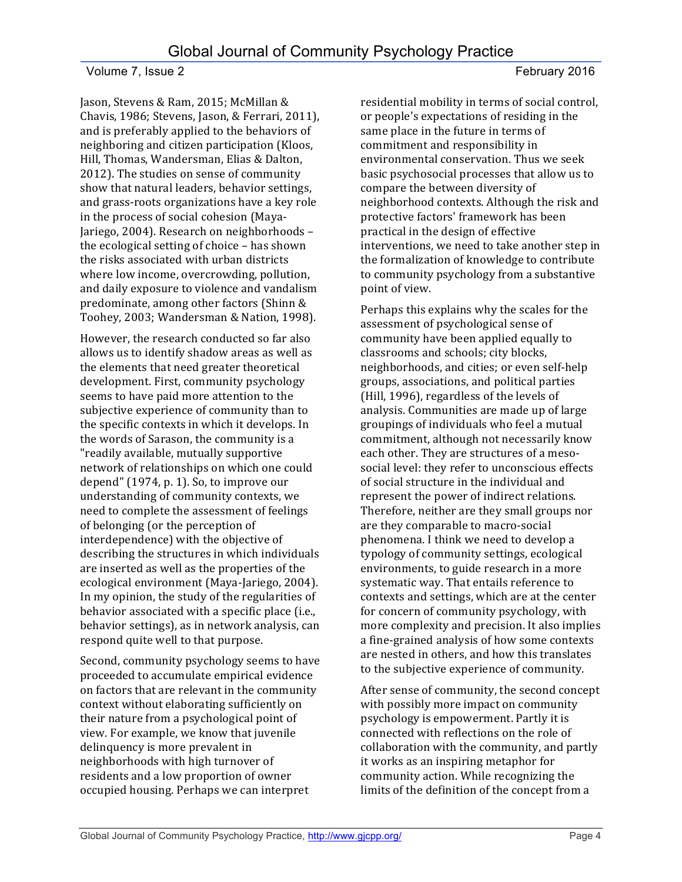Jason, Stevens & Ram, 2015; McMillan & Chavis, 1986; Stevens, Jason, & Ferrari, 2011), and is preferably applied to the behaviors of neighboring and citizen participation (Kloos, Hill, Thomas, Wandersman, Elias & Dalton, 2012). The studies on sense of community show that natural leaders, behavior settings, and grass-roots organizations have a key role in the process of social cohesion (Maya-Jariego, 2004). Research on neighborhoods – the ecological setting of choice – has shown the risks associated with urban districts where low income, overcrowding, pollution, and daily exposure to violence and vandalism predominate, among other factors (Shinn & Toohey, 2003; Wandersman & Nation, 1998).

However, the research conducted so far also allows us to identify shadow areas as well as the elements that need greater theoretical development. First, community psychology seems to have paid more attention to the subjective experience of community than to the specific contexts in which it develops. In the words of Sarason, the community is a "readily available, mutually supportive network of relationships on which one could depend" (1974, p. 1). So, to improve our understanding of community contexts, we need to complete the assessment of feelings of belonging (or the perception of interdependence) with the objective of describing the structures in which individuals are inserted as well as the properties of the ecological environment (Maya-Jariego, 2004). In my opinion, the study of the regularities of behavior associated with a specific place (i.e., behavior settings), as in network analysis, can respond quite well to that purpose.

Second, community psychology seems to have proceeded to accumulate empirical evidence on factors that are relevant in the community context without elaborating sufficiently on their nature from a psychological point of view. For example, we know that juvenile delinquency is more prevalent in neighborhoods with high turnover of residents and a low proportion of owner occupied housing. Perhaps we can interpret residential mobility in terms of social control, or people's expectations of residing in the same place in the future in terms of commitment and responsibility in environmental conservation. Thus we seek basic psychosocial processes that allow us to compare the between diversity of neighborhood contexts. Although the risk and protective factors' framework has been practical in the design of effective interventions, we need to take another step in the formalization of knowledge to contribute to community psychology from a substantive point of view.

Perhaps this explains why the scales for the assessment of psychological sense of community have been applied equally to classrooms and schools; city blocks, neighborhoods, and cities; or even self-help groups, associations, and political parties (Hill, 1996), regardless of the levels of analysis. Communities are made up of large groupings of individuals who feel a mutual commitment, although not necessarily know each other. They are structures of a meso-social level: they refer to unconscious effects of social structure in the individual and represent the power of indirect relations. Therefore, neither are they small groups nor are they comparable to macro-social phenomena. I think we need to develop a typology of community settings, ecological environments, to guide research in a more systematic way. That entails reference to contexts and settings, which are at the center for concern of community psychology, with more complexity and precision. It also implies a fine-grained analysis of how some contexts are nested in others, and how this translates to the subjective experience of community.

After sense of community, the second concept with possibly more impact on community psychology is empowerment. Partly it is connected with reflections on the role of collaboration with the community, and partly it works as an inspiring metaphor for community action. While recognizing the limits of the definition of the concept from a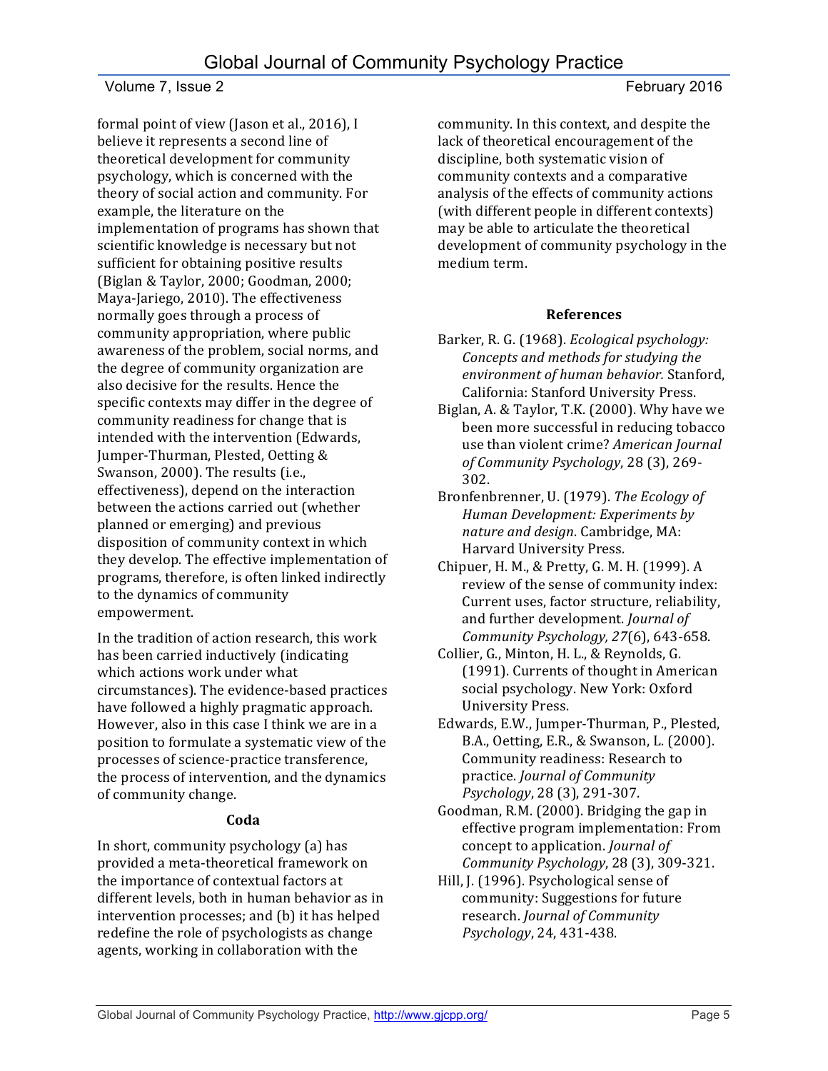formal point of view (Jason et al., 2016), I believe it represents a second line of theoretical development for community psychology, which is concerned with the theory of social action and community. For example, the literature on the implementation of programs has shown that scientific knowledge is necessary but not sufficient for obtaining positive results (Biglan & Taylor, 2000; Goodman, 2000; Maya-Jariego, 2010). The effectiveness normally goes through a process of community appropriation, where public awareness of the problem, social norms, and the degree of community organization are also decisive for the results. Hence the specific contexts may differ in the degree of community readiness for change that is intended with the intervention (Edwards, Jumper-Thurman, Plested, Oetting & Swanson, 2000). The results (i.e., effectiveness), depend on the interaction between the actions carried out (whether planned or emerging) and previous disposition of community context in which they develop. The effective implementation of programs, therefore, is often linked indirectly to the dynamics of community empowerment.

In the tradition of action research, this work has been carried inductively (indicating which actions work under what circumstances). The evidence-based practices have followed a highly pragmatic approach. However, also in this case I think we are in a position to formulate a systematic view of the processes of science-practice transference, the process of intervention, and the dynamics of community change.

### Coda

In short, community psychology (a) has provided a meta-theoretical framework on the importance of contextual factors at different levels, both in human behavior as in intervention processes; and (b) it has helped redefine the role of psychologists as change agents, working in collaboration with the community. In this context, and despite the lack of theoretical encouragement of the discipline, both systematic vision of community contexts and a comparative analysis of the effects of community actions (with different people in different contexts) may be able to articulate the theoretical development of community psychology in the medium term.

### References

Barker, R. G. (1968). *Ecological psychology: Concepts and methods for studying the environment of human behavior.* Stanford, California: Stanford University Press.

Biglan, A. & Taylor, T.K. (2000). Why have we been more successful in reducing tobacco use than violent crime? *American Journal of Community Psychology*, 28 (3), 269-302.

Bronfenbrenner, U. (1979). *The Ecology of Human Development: Experiments by nature and design*. Cambridge, MA: Harvard University Press.

Chipuer, H. M., & Pretty, G. M. H. (1999). A review of the sense of community index: Current uses, factor structure, reliability, and further development. *Journal of Community Psychology, 27*(6), 643-658.

Collier, G., Minton, H. L., & Reynolds, G. (1991). Currents of thought in American social psychology. New York: Oxford University Press.

Edwards, E.W., Jumper-Thurman, P., Plested, B.A., Oetting, E.R., & Swanson, L. (2000). Community readiness: Research to practice. *Journal of Community Psychology*, 28 (3), 291-307.

Goodman, R.M. (2000). Bridging the gap in effective program implementation: From concept to application. *Journal of Community Psychology*, 28 (3), 309-321.

Hill, J. (1996). Psychological sense of community: Suggestions for future research. *Journal of Community Psychology*, 24, 431-438.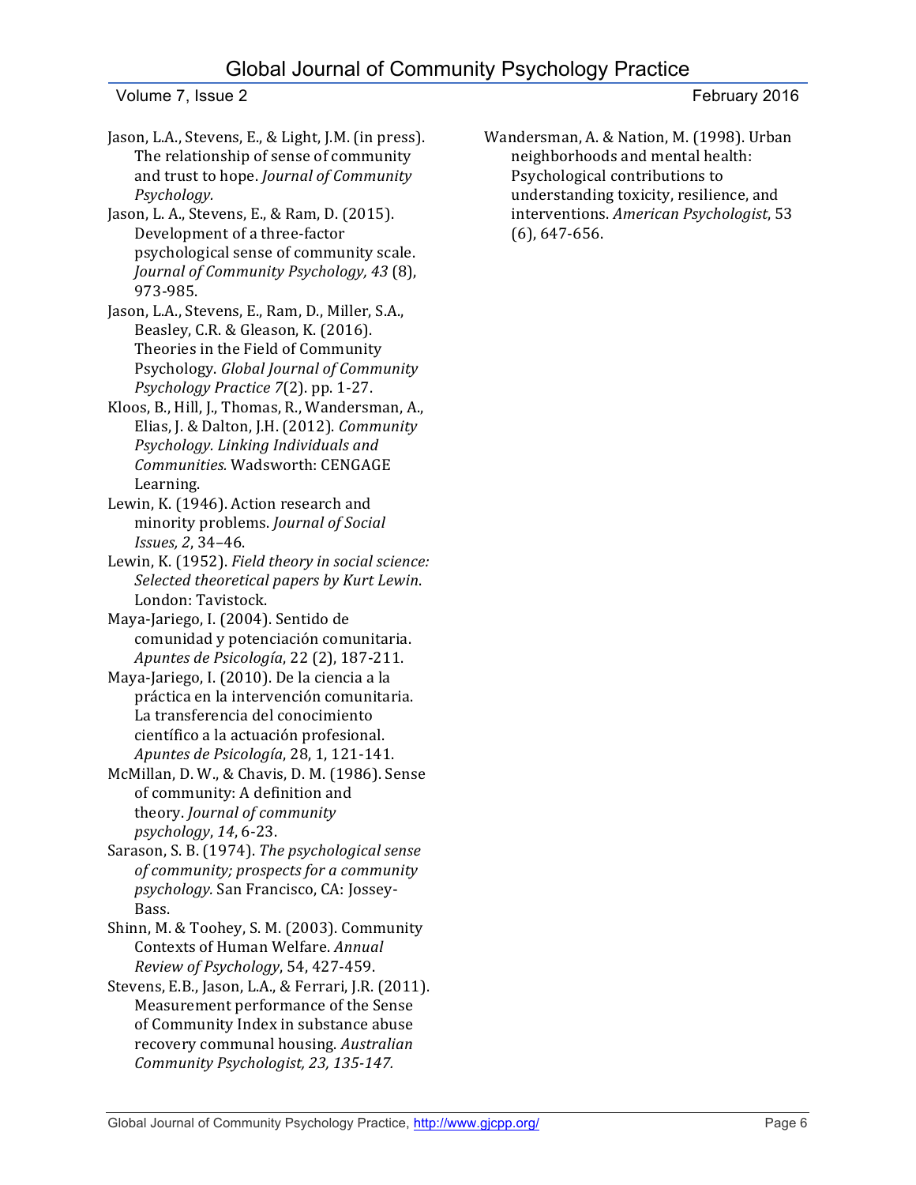Jason, L.A., Stevens, E., & Light, J.M. (in press). The relationship of sense of community and trust to hope. *Journal of Community Psychology.*

Jason, L. A., Stevens, E., & Ram, D. (2015). Development of a three-factor psychological sense of community scale. *Journal of Community Psychology, 43* (8), 973-985.

Jason, L.A., Stevens, E., Ram, D., Miller, S.A., Beasley, C.R. & Gleason, K. (2016). Theories in the Field of Community Psychology. *Global Journal of Community Psychology Practice 7*(2). pp. 1-27.

Kloos, B., Hill, J., Thomas, R., Wandersman, A., Elias, J. & Dalton, J.H. (2012). *Community Psychology. Linking Individuals and Communities.* Wadsworth: CENGAGE Learning.

Lewin, K. (1946). Action research and minority problems. *Journal of Social Issues, 2*, 34–46.

Lewin, K. (1952). *Field theory in social science: Selected theoretical papers by Kurt Lewin*. London: Tavistock.

Maya-Jariego, I. (2004). Sentido de comunidad y potenciación comunitaria. *Apuntes de Psicología*, 22 (2), 187-211.

Maya-Jariego, I. (2010). De la ciencia a la práctica en la intervención comunitaria. La transferencia del conocimiento científico a la actuación profesional. *Apuntes de Psicología*, 28, 1, 121-141.

McMillan, D. W., & Chavis, D. M. (1986). Sense of community: A definition and theory. *Journal of community psychology*, *14*, 6-23.

Sarason, S. B. (1974). *The psychological sense of community; prospects for a community psychology.* San Francisco, CA: Jossey-Bass.

Shinn, M. & Toohey, S. M. (2003). Community Contexts of Human Welfare. *Annual Review of Psychology*, 54, 427-459.

Stevens, E.B., Jason, L.A., & Ferrari, J.R. (2011). Measurement performance of the Sense of Community Index in substance abuse recovery communal housing. *Australian Community Psychologist, 23, 135-147.*

Wandersman, A. & Nation, M. (1998). Urban neighborhoods and mental health: Psychological contributions to understanding toxicity, resilience, and interventions. *American Psychologist*, 53 (6), 647-656.